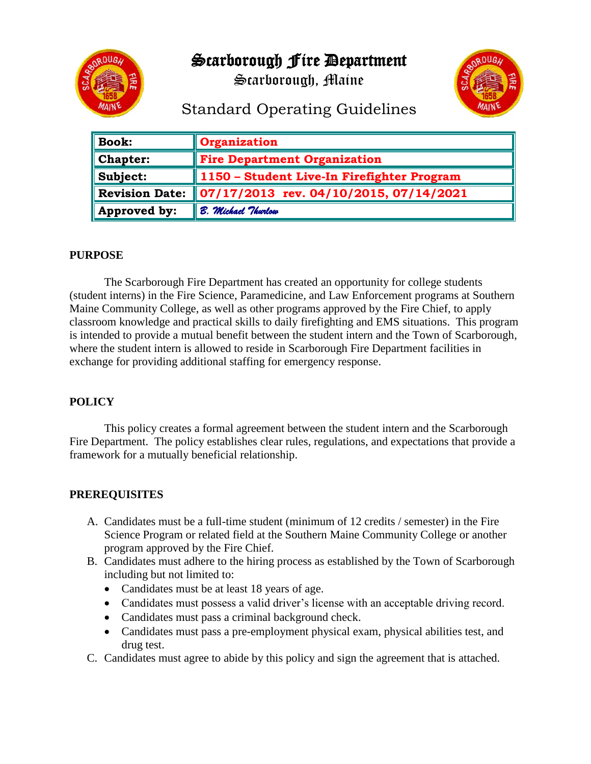# Scarborough Fire Department

## Scarborough, Maine

## Standard Operating Guidelines

| **Book:** | **Organization** |
|---|---|
| **Chapter:** | **Fire Department Organization** |
| **Subject:** | **1150 – Student Live-In Firefighter Program** |
| **Revision Date:** | **07/17/2013 rev. 04/10/2015, 07/14/2021** |
| **Approved by:** | *B. Michael Thurlow* |

**PURPOSE**

The Scarborough Fire Department has created an opportunity for college students (student interns) in the Fire Science, Paramedicine, and Law Enforcement programs at Southern Maine Community College, as well as other programs approved by the Fire Chief, to apply classroom knowledge and practical skills to daily firefighting and EMS situations. This program is intended to provide a mutual benefit between the student intern and the Town of Scarborough, where the student intern is allowed to reside in Scarborough Fire Department facilities in exchange for providing additional staffing for emergency response.

**POLICY**

This policy creates a formal agreement between the student intern and the Scarborough Fire Department. The policy establishes clear rules, regulations, and expectations that provide a framework for a mutually beneficial relationship.

**PREREQUISITES**

A. Candidates must be a full-time student (minimum of 12 credits / semester) in the Fire Science Program or related field at the Southern Maine Community College or another program approved by the Fire Chief.
B. Candidates must adhere to the hiring process as established by the Town of Scarborough including but not limited to:
   - Candidates must be at least 18 years of age.
   - Candidates must possess a valid driver's license with an acceptable driving record.
   - Candidates must pass a criminal background check.
   - Candidates must pass a pre-employment physical exam, physical abilities test, and drug test.
C. Candidates must agree to abide by this policy and sign the agreement that is attached.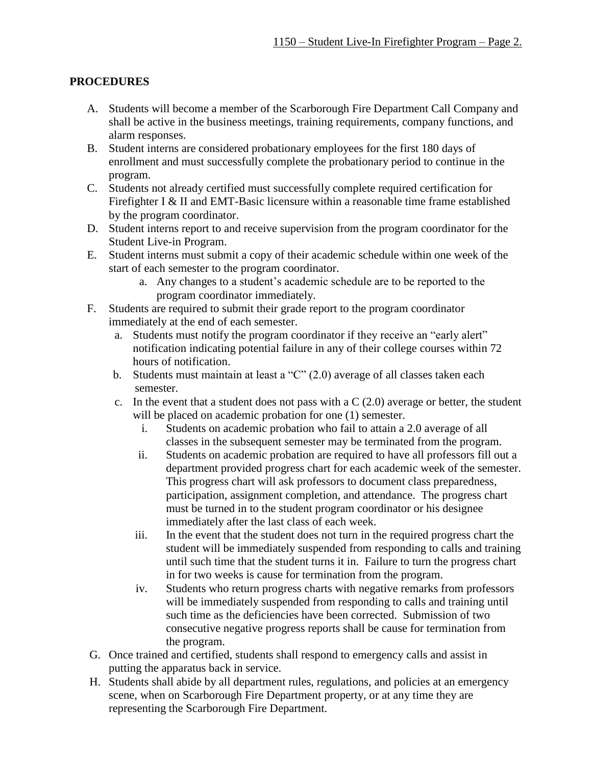**PROCEDURES**

A. Students will become a member of the Scarborough Fire Department Call Company and shall be active in the business meetings, training requirements, company functions, and alarm responses.

B. Student interns are considered probationary employees for the first 180 days of enrollment and must successfully complete the probationary period to continue in the program.

C. Students not already certified must successfully complete required certification for Firefighter I & II and EMT-Basic licensure within a reasonable time frame established by the program coordinator.

D. Student interns report to and receive supervision from the program coordinator for the Student Live-in Program.

E. Student interns must submit a copy of their academic schedule within one week of the start of each semester to the program coordinator.
   - a. Any changes to a student's academic schedule are to be reported to the program coordinator immediately.

F. Students are required to submit their grade report to the program coordinator immediately at the end of each semester.
   - a. Students must notify the program coordinator if they receive an "early alert" notification indicating potential failure in any of their college courses within 72 hours of notification.
   - b. Students must maintain at least a "C" (2.0) average of all classes taken each semester.
   - c. In the event that a student does not pass with a C (2.0) average or better, the student will be placed on academic probation for one (1) semester.
     - i. Students on academic probation who fail to attain a 2.0 average of all classes in the subsequent semester may be terminated from the program.
     - ii. Students on academic probation are required to have all professors fill out a department provided progress chart for each academic week of the semester. This progress chart will ask professors to document class preparedness, participation, assignment completion, and attendance. The progress chart must be turned in to the student program coordinator or his designee immediately after the last class of each week.
     - iii. In the event that the student does not turn in the required progress chart the student will be immediately suspended from responding to calls and training until such time that the student turns it in. Failure to turn the progress chart in for two weeks is cause for termination from the program.
     - iv. Students who return progress charts with negative remarks from professors will be immediately suspended from responding to calls and training until such time as the deficiencies have been corrected. Submission of two consecutive negative progress reports shall be cause for termination from the program.

G. Once trained and certified, students shall respond to emergency calls and assist in putting the apparatus back in service.

H. Students shall abide by all department rules, regulations, and policies at an emergency scene, when on Scarborough Fire Department property, or at any time they are representing the Scarborough Fire Department.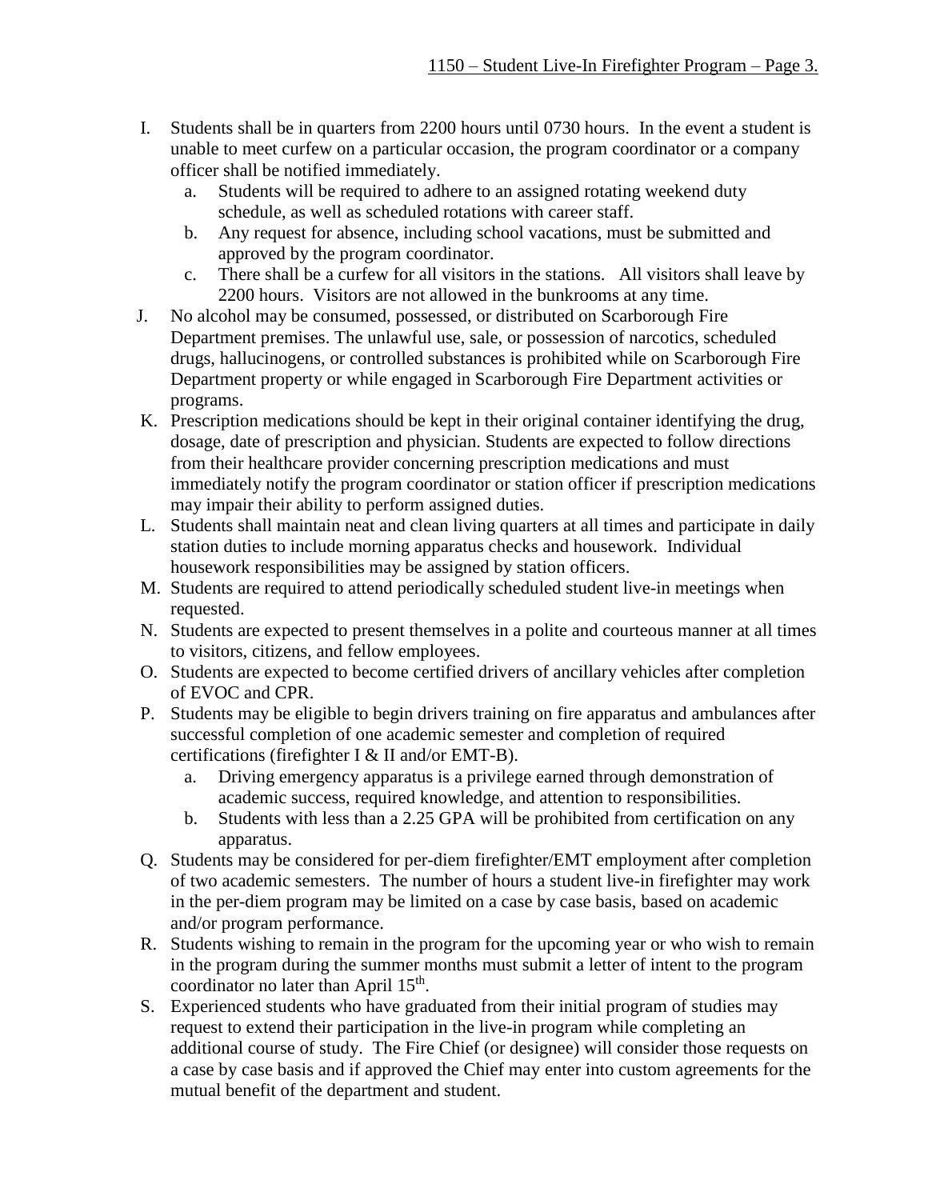I. Students shall be in quarters from 2200 hours until 0730 hours. In the event a student is unable to meet curfew on a particular occasion, the program coordinator or a company officer shall be notified immediately.
   a. Students will be required to adhere to an assigned rotating weekend duty schedule, as well as scheduled rotations with career staff.
   b. Any request for absence, including school vacations, must be submitted and approved by the program coordinator.
   c. There shall be a curfew for all visitors in the stations. All visitors shall leave by 2200 hours. Visitors are not allowed in the bunkrooms at any time.

J. No alcohol may be consumed, possessed, or distributed on Scarborough Fire Department premises. The unlawful use, sale, or possession of narcotics, scheduled drugs, hallucinogens, or controlled substances is prohibited while on Scarborough Fire Department property or while engaged in Scarborough Fire Department activities or programs.

K. Prescription medications should be kept in their original container identifying the drug, dosage, date of prescription and physician. Students are expected to follow directions from their healthcare provider concerning prescription medications and must immediately notify the program coordinator or station officer if prescription medications may impair their ability to perform assigned duties.

L. Students shall maintain neat and clean living quarters at all times and participate in daily station duties to include morning apparatus checks and housework. Individual housework responsibilities may be assigned by station officers.

M. Students are required to attend periodically scheduled student live-in meetings when requested.

N. Students are expected to present themselves in a polite and courteous manner at all times to visitors, citizens, and fellow employees.

O. Students are expected to become certified drivers of ancillary vehicles after completion of EVOC and CPR.

P. Students may be eligible to begin drivers training on fire apparatus and ambulances after successful completion of one academic semester and completion of required certifications (firefighter I & II and/or EMT-B).
   a. Driving emergency apparatus is a privilege earned through demonstration of academic success, required knowledge, and attention to responsibilities.
   b. Students with less than a 2.25 GPA will be prohibited from certification on any apparatus.

Q. Students may be considered for per-diem firefighter/EMT employment after completion of two academic semesters. The number of hours a student live-in firefighter may work in the per-diem program may be limited on a case by case basis, based on academic and/or program performance.

R. Students wishing to remain in the program for the upcoming year or who wish to remain in the program during the summer months must submit a letter of intent to the program coordinator no later than April 15th.

S. Experienced students who have graduated from their initial program of studies may request to extend their participation in the live-in program while completing an additional course of study. The Fire Chief (or designee) will consider those requests on a case by case basis and if approved the Chief may enter into custom agreements for the mutual benefit of the department and student.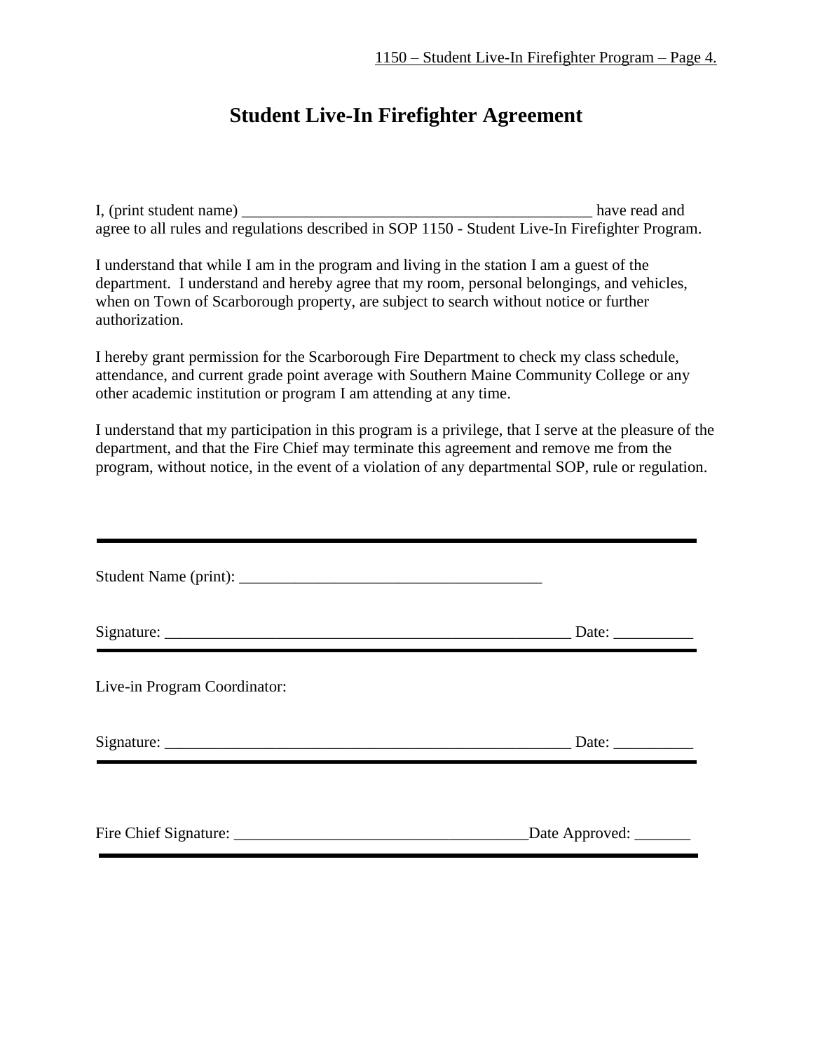# Student Live-In Firefighter Agreement

I, (print student name) _____________________________________________ have read and agree to all rules and regulations described in SOP 1150 - Student Live-In Firefighter Program.

I understand that while I am in the program and living in the station I am a guest of the department. I understand and hereby agree that my room, personal belongings, and vehicles, when on Town of Scarborough property, are subject to search without notice or further authorization.

I hereby grant permission for the Scarborough Fire Department to check my class schedule, attendance, and current grade point average with Southern Maine Community College or any other academic institution or program I am attending at any time.

I understand that my participation in this program is a privilege, that I serve at the pleasure of the department, and that the Fire Chief may terminate this agreement and remove me from the program, without notice, in the event of a violation of any departmental SOP, rule or regulation.

---

Student Name (print): _______________________________________

Signature: ____________________________________________________ Date: __________

---

Live-in Program Coordinator:

Signature: ____________________________________________________ Date: __________

---

Fire Chief Signature: _____________________________________Date Approved: _______

---